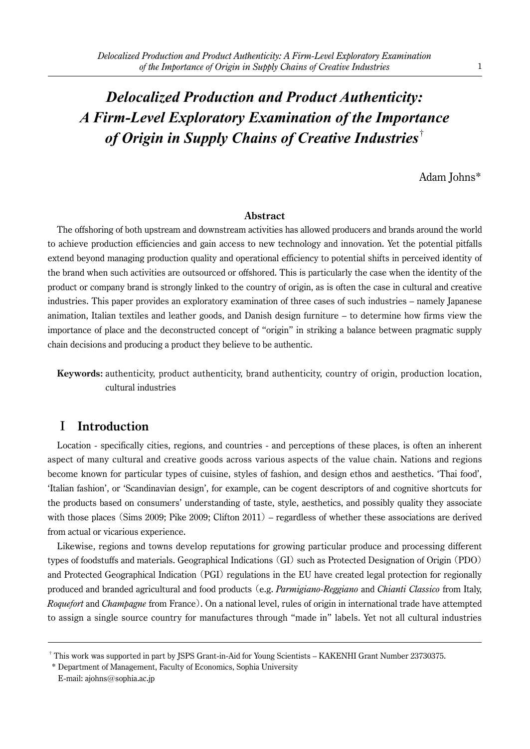# *Delocalized Production and Product Authenticity: A Firm-Level Exploratory Examination of the Importance of Origin in Supply Chains of Creative Industries*[†]

Adam Johns*

### Abstract

The offshoring of both upstream and downstream activities has allowed producers and brands around the world to achieve production efficiencies and gain access to new technology and innovation. Yet the potential pitfalls extend beyond managing production quality and operational efficiency to potential shifts in perceived identity of the brand when such activities are outsourced or offshored. This is particularly the case when the identity of the product or company brand is strongly linked to the country of origin, as is often the case in cultural and creative industries. This paper provides an exploratory examination of three cases of such industries – namely Japanese animation, Italian textiles and leather goods, and Danish design furniture – to determine how firms view the importance of place and the deconstructed concept of "origin" in striking a balance between pragmatic supply chain decisions and producing a product they believe to be authentic.

**Keywords:** authenticity, product authenticity, brand authenticity, country of origin, production location, cultural industries

## Ⅰ Introduction

Location - specifically cities, regions, and countries - and perceptions of these places, is often an inherent aspect of many cultural and creative goods across various aspects of the value chain. Nations and regions become known for particular types of cuisine, styles of fashion, and design ethos and aesthetics. 'Thai food', 'Italian fashion', or 'Scandinavian design', for example, can be cogent descriptors of and cognitive shortcuts for the products based on consumers' understanding of taste, style, aesthetics, and possibly quality they associate with those places (Sims 2009; Pike 2009; Clifton 2011) – regardless of whether these associations are derived from actual or vicarious experience.

Likewise, regions and towns develop reputations for growing particular produce and processing different types of foodstuffs and materials. Geographical Indications (GI) such as Protected Designation of Origin (PDO) and Protected Geographical Indication (PGI) regulations in the EU have created legal protection for regionally produced and branded agricultural and food products (e.g. *Parmigiano-Reggiano* and *Chianti Classico* from Italy, *Roquefort* and *Champagne* from France). On a national level, rules of origin in international trade have attempted to assign a single source country for manufactures through "made in" labels. Yet not all cultural industries

---

[†] This work was supported in part by JSPS Grant-in-Aid for Young Scientists – KAKENHI Grant Number 23730375.

\* Department of Management, Faculty of Economics, Sophia University
E-mail: ajohns@sophia.ac.jp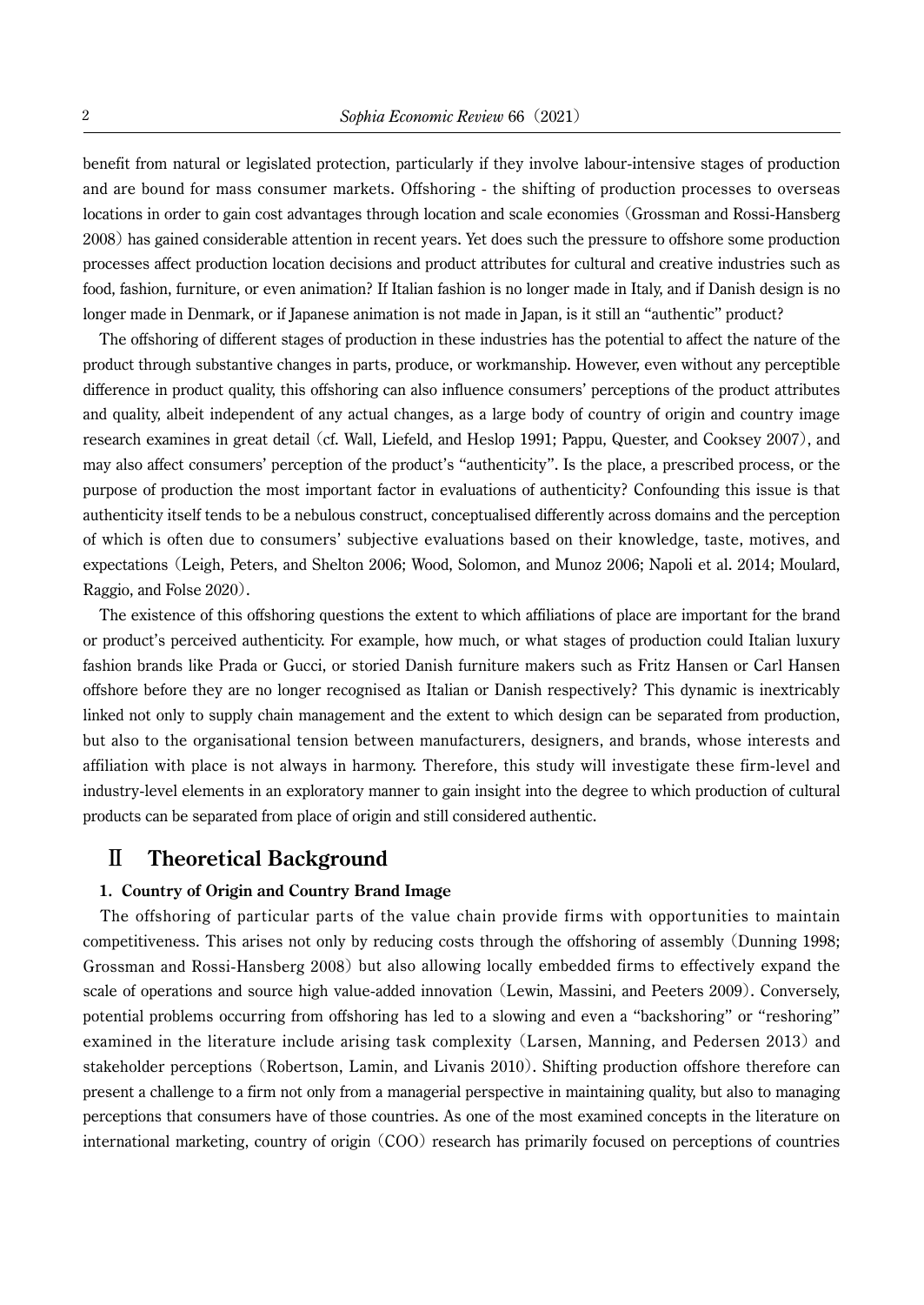benefit from natural or legislated protection, particularly if they involve labour-intensive stages of production and are bound for mass consumer markets. Offshoring - the shifting of production processes to overseas locations in order to gain cost advantages through location and scale economies (Grossman and Rossi-Hansberg 2008) has gained considerable attention in recent years. Yet does such the pressure to offshore some production processes affect production location decisions and product attributes for cultural and creative industries such as food, fashion, furniture, or even animation? If Italian fashion is no longer made in Italy, and if Danish design is no longer made in Denmark, or if Japanese animation is not made in Japan, is it still an "authentic" product?

The offshoring of different stages of production in these industries has the potential to affect the nature of the product through substantive changes in parts, produce, or workmanship. However, even without any perceptible difference in product quality, this offshoring can also influence consumers' perceptions of the product attributes and quality, albeit independent of any actual changes, as a large body of country of origin and country image research examines in great detail (cf. Wall, Liefeld, and Heslop 1991; Pappu, Quester, and Cooksey 2007), and may also affect consumers' perception of the product's "authenticity". Is the place, a prescribed process, or the purpose of production the most important factor in evaluations of authenticity? Confounding this issue is that authenticity itself tends to be a nebulous construct, conceptualised differently across domains and the perception of which is often due to consumers' subjective evaluations based on their knowledge, taste, motives, and expectations (Leigh, Peters, and Shelton 2006; Wood, Solomon, and Munoz 2006; Napoli et al. 2014; Moulard, Raggio, and Folse 2020).

The existence of this offshoring questions the extent to which affiliations of place are important for the brand or product's perceived authenticity. For example, how much, or what stages of production could Italian luxury fashion brands like Prada or Gucci, or storied Danish furniture makers such as Fritz Hansen or Carl Hansen offshore before they are no longer recognised as Italian or Danish respectively? This dynamic is inextricably linked not only to supply chain management and the extent to which design can be separated from production, but also to the organisational tension between manufacturers, designers, and brands, whose interests and affiliation with place is not always in harmony. Therefore, this study will investigate these firm-level and industry-level elements in an exploratory manner to gain insight into the degree to which production of cultural products can be separated from place of origin and still considered authentic.

## Ⅱ Theoretical Background

### 1. Country of Origin and Country Brand Image

The offshoring of particular parts of the value chain provide firms with opportunities to maintain competitiveness. This arises not only by reducing costs through the offshoring of assembly (Dunning 1998; Grossman and Rossi-Hansberg 2008) but also allowing locally embedded firms to effectively expand the scale of operations and source high value-added innovation (Lewin, Massini, and Peeters 2009). Conversely, potential problems occurring from offshoring has led to a slowing and even a "backshoring" or "reshoring" examined in the literature include arising task complexity (Larsen, Manning, and Pedersen 2013) and stakeholder perceptions (Robertson, Lamin, and Livanis 2010). Shifting production offshore therefore can present a challenge to a firm not only from a managerial perspective in maintaining quality, but also to managing perceptions that consumers have of those countries. As one of the most examined concepts in the literature on international marketing, country of origin (COO) research has primarily focused on perceptions of countries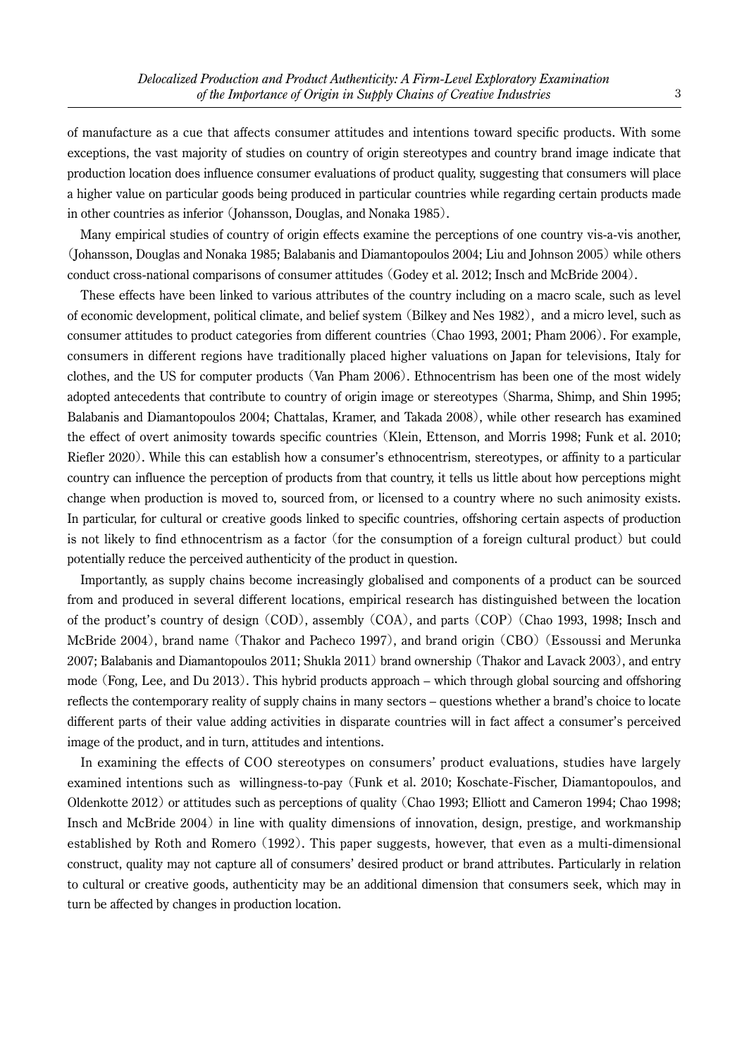of manufacture as a cue that affects consumer attitudes and intentions toward specific products. With some exceptions, the vast majority of studies on country of origin stereotypes and country brand image indicate that production location does influence consumer evaluations of product quality, suggesting that consumers will place a higher value on particular goods being produced in particular countries while regarding certain products made in other countries as inferior (Johansson, Douglas, and Nonaka 1985).

Many empirical studies of country of origin effects examine the perceptions of one country vis-a-vis another, (Johansson, Douglas and Nonaka 1985; Balabanis and Diamantopoulos 2004; Liu and Johnson 2005) while others conduct cross-national comparisons of consumer attitudes (Godey et al. 2012; Insch and McBride 2004).

These effects have been linked to various attributes of the country including on a macro scale, such as level of economic development, political climate, and belief system (Bilkey and Nes 1982), and a micro level, such as consumer attitudes to product categories from different countries (Chao 1993, 2001; Pham 2006). For example, consumers in different regions have traditionally placed higher valuations on Japan for televisions, Italy for clothes, and the US for computer products (Van Pham 2006). Ethnocentrism has been one of the most widely adopted antecedents that contribute to country of origin image or stereotypes (Sharma, Shimp, and Shin 1995; Balabanis and Diamantopoulos 2004; Chattalas, Kramer, and Takada 2008), while other research has examined the effect of overt animosity towards specific countries (Klein, Ettenson, and Morris 1998; Funk et al. 2010; Riefler 2020). While this can establish how a consumer's ethnocentrism, stereotypes, or affinity to a particular country can influence the perception of products from that country, it tells us little about how perceptions might change when production is moved to, sourced from, or licensed to a country where no such animosity exists. In particular, for cultural or creative goods linked to specific countries, offshoring certain aspects of production is not likely to find ethnocentrism as a factor (for the consumption of a foreign cultural product) but could potentially reduce the perceived authenticity of the product in question.

Importantly, as supply chains become increasingly globalised and components of a product can be sourced from and produced in several different locations, empirical research has distinguished between the location of the product's country of design (COD), assembly (COA), and parts (COP) (Chao 1993, 1998; Insch and McBride 2004), brand name (Thakor and Pacheco 1997), and brand origin (CBO) (Essoussi and Merunka 2007; Balabanis and Diamantopoulos 2011; Shukla 2011) brand ownership (Thakor and Lavack 2003), and entry mode (Fong, Lee, and Du 2013). This hybrid products approach – which through global sourcing and offshoring reflects the contemporary reality of supply chains in many sectors – questions whether a brand's choice to locate different parts of their value adding activities in disparate countries will in fact affect a consumer's perceived image of the product, and in turn, attitudes and intentions.

In examining the effects of COO stereotypes on consumers' product evaluations, studies have largely examined intentions such as willingness-to-pay (Funk et al. 2010; Koschate-Fischer, Diamantopoulos, and Oldenkotte 2012) or attitudes such as perceptions of quality (Chao 1993; Elliott and Cameron 1994; Chao 1998; Insch and McBride 2004) in line with quality dimensions of innovation, design, prestige, and workmanship established by Roth and Romero (1992). This paper suggests, however, that even as a multi-dimensional construct, quality may not capture all of consumers' desired product or brand attributes. Particularly in relation to cultural or creative goods, authenticity may be an additional dimension that consumers seek, which may in turn be affected by changes in production location.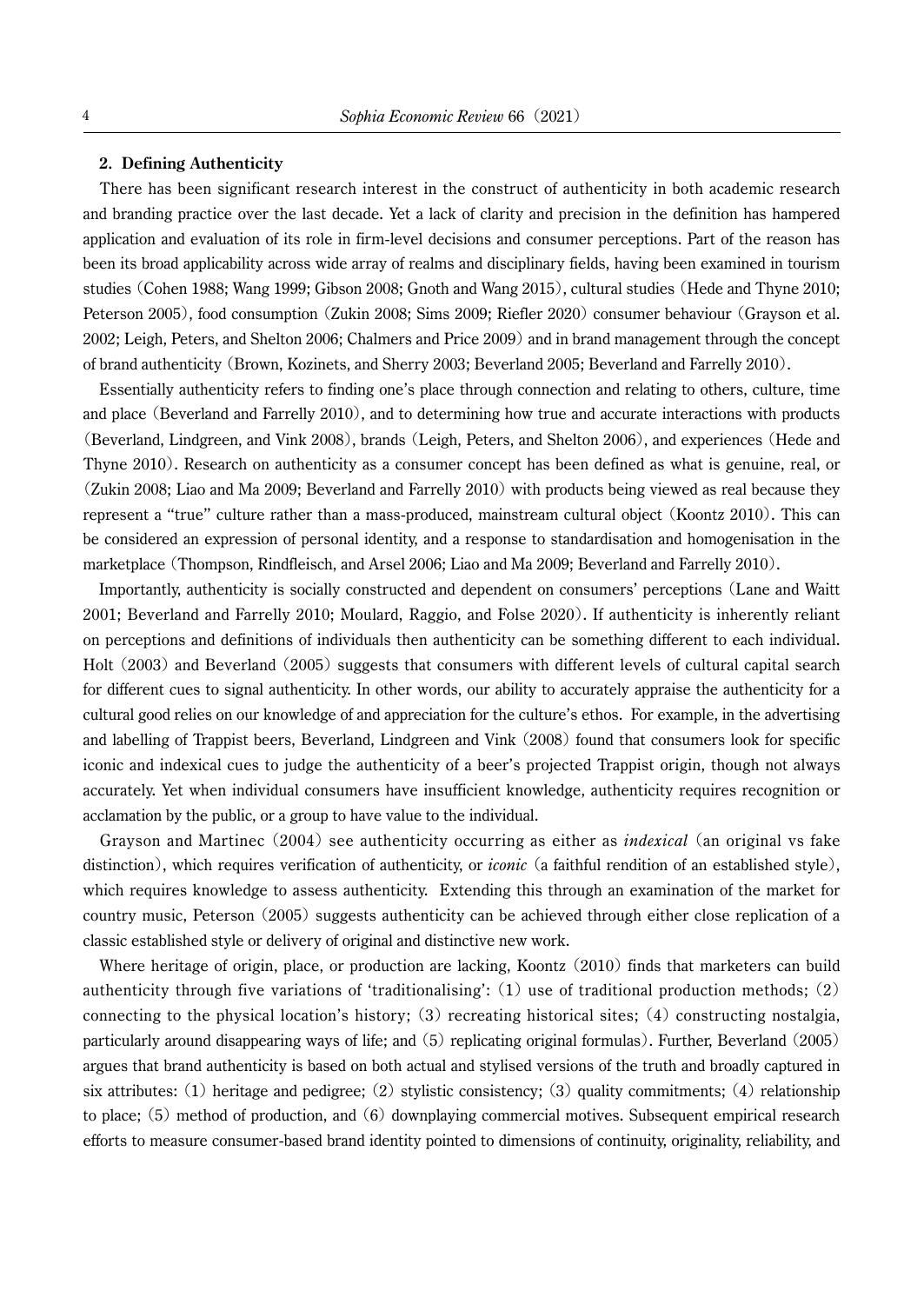## 2. Defining Authenticity

There has been significant research interest in the construct of authenticity in both academic research and branding practice over the last decade. Yet a lack of clarity and precision in the definition has hampered application and evaluation of its role in firm-level decisions and consumer perceptions. Part of the reason has been its broad applicability across wide array of realms and disciplinary fields, having been examined in tourism studies (Cohen 1988; Wang 1999; Gibson 2008; Gnoth and Wang 2015), cultural studies (Hede and Thyne 2010; Peterson 2005), food consumption (Zukin 2008; Sims 2009; Riefler 2020) consumer behaviour (Grayson et al. 2002; Leigh, Peters, and Shelton 2006; Chalmers and Price 2009) and in brand management through the concept of brand authenticity (Brown, Kozinets, and Sherry 2003; Beverland 2005; Beverland and Farrelly 2010).

Essentially authenticity refers to finding one's place through connection and relating to others, culture, time and place (Beverland and Farrelly 2010), and to determining how true and accurate interactions with products (Beverland, Lindgreen, and Vink 2008), brands (Leigh, Peters, and Shelton 2006), and experiences (Hede and Thyne 2010). Research on authenticity as a consumer concept has been defined as what is genuine, real, or (Zukin 2008; Liao and Ma 2009; Beverland and Farrelly 2010) with products being viewed as real because they represent a "true" culture rather than a mass-produced, mainstream cultural object (Koontz 2010). This can be considered an expression of personal identity, and a response to standardisation and homogenisation in the marketplace (Thompson, Rindfleisch, and Arsel 2006; Liao and Ma 2009; Beverland and Farrelly 2010).

Importantly, authenticity is socially constructed and dependent on consumers' perceptions (Lane and Waitt 2001; Beverland and Farrelly 2010; Moulard, Raggio, and Folse 2020). If authenticity is inherently reliant on perceptions and definitions of individuals then authenticity can be something different to each individual. Holt (2003) and Beverland (2005) suggests that consumers with different levels of cultural capital search for different cues to signal authenticity. In other words, our ability to accurately appraise the authenticity for a cultural good relies on our knowledge of and appreciation for the culture's ethos. For example, in the advertising and labelling of Trappist beers, Beverland, Lindgreen and Vink (2008) found that consumers look for specific iconic and indexical cues to judge the authenticity of a beer's projected Trappist origin, though not always accurately. Yet when individual consumers have insufficient knowledge, authenticity requires recognition or acclamation by the public, or a group to have value to the individual.

Grayson and Martinec (2004) see authenticity occurring as either as *indexical* (an original vs fake distinction), which requires verification of authenticity, or *iconic* (a faithful rendition of an established style), which requires knowledge to assess authenticity. Extending this through an examination of the market for country music, Peterson (2005) suggests authenticity can be achieved through either close replication of a classic established style or delivery of original and distinctive new work.

Where heritage of origin, place, or production are lacking, Koontz (2010) finds that marketers can build authenticity through five variations of 'traditionalising': (1) use of traditional production methods; (2) connecting to the physical location's history; (3) recreating historical sites; (4) constructing nostalgia, particularly around disappearing ways of life; and (5) replicating original formulas). Further, Beverland (2005) argues that brand authenticity is based on both actual and stylised versions of the truth and broadly captured in six attributes: (1) heritage and pedigree; (2) stylistic consistency; (3) quality commitments; (4) relationship to place; (5) method of production, and (6) downplaying commercial motives. Subsequent empirical research efforts to measure consumer-based brand identity pointed to dimensions of continuity, originality, reliability, and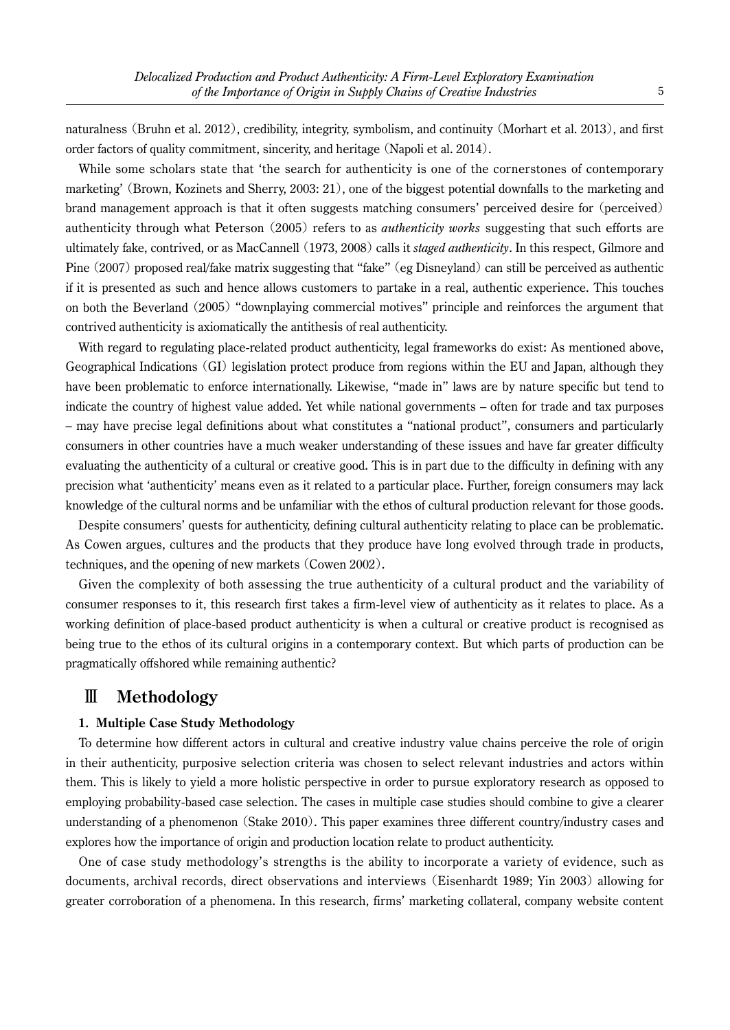naturalness (Bruhn et al. 2012), credibility, integrity, symbolism, and continuity (Morhart et al. 2013), and first order factors of quality commitment, sincerity, and heritage (Napoli et al. 2014).

While some scholars state that 'the search for authenticity is one of the cornerstones of contemporary marketing' (Brown, Kozinets and Sherry, 2003: 21), one of the biggest potential downfalls to the marketing and brand management approach is that it often suggests matching consumers' perceived desire for (perceived) authenticity through what Peterson (2005) refers to as *authenticity works* suggesting that such efforts are ultimately fake, contrived, or as MacCannell (1973, 2008) calls it *staged authenticity*. In this respect, Gilmore and Pine (2007) proposed real/fake matrix suggesting that "fake" (eg Disneyland) can still be perceived as authentic if it is presented as such and hence allows customers to partake in a real, authentic experience. This touches on both the Beverland (2005) "downplaying commercial motives" principle and reinforces the argument that contrived authenticity is axiomatically the antithesis of real authenticity.

With regard to regulating place-related product authenticity, legal frameworks do exist: As mentioned above, Geographical Indications (GI) legislation protect produce from regions within the EU and Japan, although they have been problematic to enforce internationally. Likewise, "made in" laws are by nature specific but tend to indicate the country of highest value added. Yet while national governments – often for trade and tax purposes – may have precise legal definitions about what constitutes a "national product", consumers and particularly consumers in other countries have a much weaker understanding of these issues and have far greater difficulty evaluating the authenticity of a cultural or creative good. This is in part due to the difficulty in defining with any precision what 'authenticity' means even as it related to a particular place. Further, foreign consumers may lack knowledge of the cultural norms and be unfamiliar with the ethos of cultural production relevant for those goods.

Despite consumers' quests for authenticity, defining cultural authenticity relating to place can be problematic. As Cowen argues, cultures and the products that they produce have long evolved through trade in products, techniques, and the opening of new markets (Cowen 2002).

Given the complexity of both assessing the true authenticity of a cultural product and the variability of consumer responses to it, this research first takes a firm-level view of authenticity as it relates to place. As a working definition of place-based product authenticity is when a cultural or creative product is recognised as being true to the ethos of its cultural origins in a contemporary context. But which parts of production can be pragmatically offshored while remaining authentic?

## Ⅲ Methodology

### 1. Multiple Case Study Methodology

To determine how different actors in cultural and creative industry value chains perceive the role of origin in their authenticity, purposive selection criteria was chosen to select relevant industries and actors within them. This is likely to yield a more holistic perspective in order to pursue exploratory research as opposed to employing probability-based case selection. The cases in multiple case studies should combine to give a clearer understanding of a phenomenon (Stake 2010). This paper examines three different country/industry cases and explores how the importance of origin and production location relate to product authenticity.

One of case study methodology's strengths is the ability to incorporate a variety of evidence, such as documents, archival records, direct observations and interviews (Eisenhardt 1989; Yin 2003) allowing for greater corroboration of a phenomena. In this research, firms' marketing collateral, company website content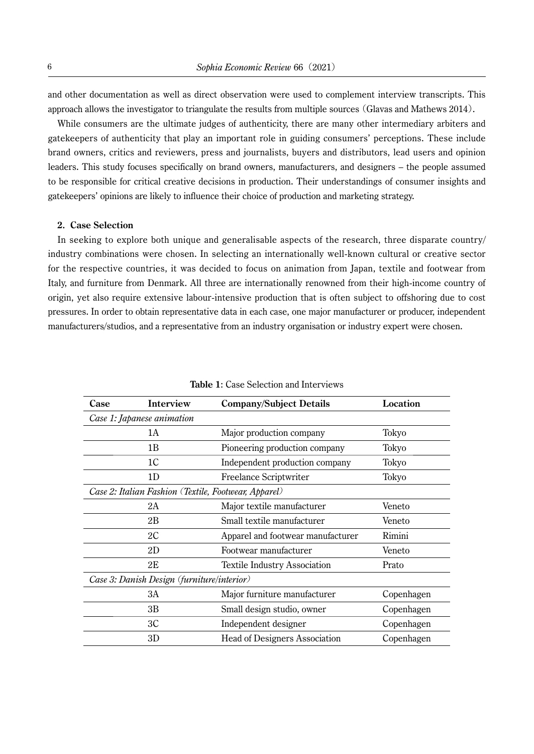and other documentation as well as direct observation were used to complement interview transcripts. This approach allows the investigator to triangulate the results from multiple sources（Glavas and Mathews 2014）.

While consumers are the ultimate judges of authenticity, there are many other intermediary arbiters and gatekeepers of authenticity that play an important role in guiding consumers' perceptions. These include brand owners, critics and reviewers, press and journalists, buyers and distributors, lead users and opinion leaders. This study focuses specifically on brand owners, manufacturers, and designers – the people assumed to be responsible for critical creative decisions in production. Their understandings of consumer insights and gatekeepers' opinions are likely to influence their choice of production and marketing strategy.

### 2. Case Selection

In seeking to explore both unique and generalisable aspects of the research, three disparate country/industry combinations were chosen. In selecting an internationally well-known cultural or creative sector for the respective countries, it was decided to focus on animation from Japan, textile and footwear from Italy, and furniture from Denmark. All three are internationally renowned from their high-income country of origin, yet also require extensive labour-intensive production that is often subject to offshoring due to cost pressures. In order to obtain representative data in each case, one major manufacturer or producer, independent manufacturers/studios, and a representative from an industry organisation or industry expert were chosen.

**Table 1**: Case Selection and Interviews

| Case | Interview | Company/Subject Details | Location |
|---|---|---|---|
| *Case 1: Japanese animation* | | | |
| | 1A | Major production company | Tokyo |
| | 1B | Pioneering production company | Tokyo |
| | 1C | Independent production company | Tokyo |
| | 1D | Freelance Scriptwriter | Tokyo |
| *Case 2: Italian Fashion（Textile, Footwear, Apparel）* | | | |
| | 2A | Major textile manufacturer | Veneto |
| | 2B | Small textile manufacturer | Veneto |
| | 2C | Apparel and footwear manufacturer | Rimini |
| | 2D | Footwear manufacturer | Veneto |
| | 2E | Textile Industry Association | Prato |
| *Case 3: Danish Design（furniture/interior）* | | | |
| | 3A | Major furniture manufacturer | Copenhagen |
| | 3B | Small design studio, owner | Copenhagen |
| | 3C | Independent designer | Copenhagen |
| | 3D | Head of Designers Association | Copenhagen |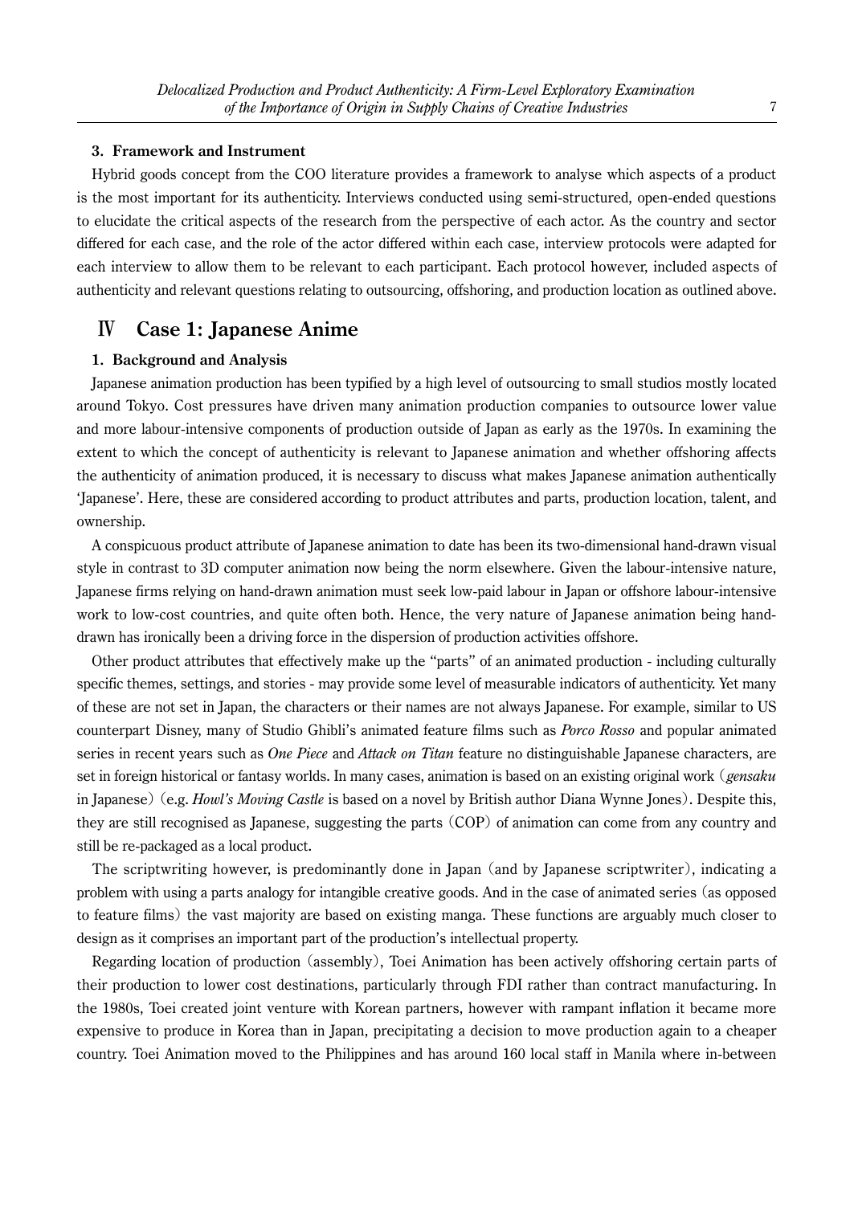### 3. Framework and Instrument

Hybrid goods concept from the COO literature provides a framework to analyse which aspects of a product is the most important for its authenticity. Interviews conducted using semi-structured, open-ended questions to elucidate the critical aspects of the research from the perspective of each actor. As the country and sector differed for each case, and the role of the actor differed within each case, interview protocols were adapted for each interview to allow them to be relevant to each participant. Each protocol however, included aspects of authenticity and relevant questions relating to outsourcing, offshoring, and production location as outlined above.

## Ⅳ Case 1: Japanese Anime

### 1. Background and Analysis

Japanese animation production has been typified by a high level of outsourcing to small studios mostly located around Tokyo. Cost pressures have driven many animation production companies to outsource lower value and more labour-intensive components of production outside of Japan as early as the 1970s. In examining the extent to which the concept of authenticity is relevant to Japanese animation and whether offshoring affects the authenticity of animation produced, it is necessary to discuss what makes Japanese animation authentically 'Japanese'. Here, these are considered according to product attributes and parts, production location, talent, and ownership.

A conspicuous product attribute of Japanese animation to date has been its two-dimensional hand-drawn visual style in contrast to 3D computer animation now being the norm elsewhere. Given the labour-intensive nature, Japanese firms relying on hand-drawn animation must seek low-paid labour in Japan or offshore labour-intensive work to low-cost countries, and quite often both. Hence, the very nature of Japanese animation being hand-drawn has ironically been a driving force in the dispersion of production activities offshore.

Other product attributes that effectively make up the "parts" of an animated production - including culturally specific themes, settings, and stories - may provide some level of measurable indicators of authenticity. Yet many of these are not set in Japan, the characters or their names are not always Japanese. For example, similar to US counterpart Disney, many of Studio Ghibli's animated feature films such as *Porco Rosso* and popular animated series in recent years such as *One Piece* and *Attack on Titan* feature no distinguishable Japanese characters, are set in foreign historical or fantasy worlds. In many cases, animation is based on an existing original work (*gensaku* in Japanese) (e.g. *Howl's Moving Castle* is based on a novel by British author Diana Wynne Jones). Despite this, they are still recognised as Japanese, suggesting the parts (COP) of animation can come from any country and still be re-packaged as a local product.

The scriptwriting however, is predominantly done in Japan (and by Japanese scriptwriter), indicating a problem with using a parts analogy for intangible creative goods. And in the case of animated series (as opposed to feature films) the vast majority are based on existing manga. These functions are arguably much closer to design as it comprises an important part of the production's intellectual property.

Regarding location of production (assembly), Toei Animation has been actively offshoring certain parts of their production to lower cost destinations, particularly through FDI rather than contract manufacturing. In the 1980s, Toei created joint venture with Korean partners, however with rampant inflation it became more expensive to produce in Korea than in Japan, precipitating a decision to move production again to a cheaper country. Toei Animation moved to the Philippines and has around 160 local staff in Manila where in-between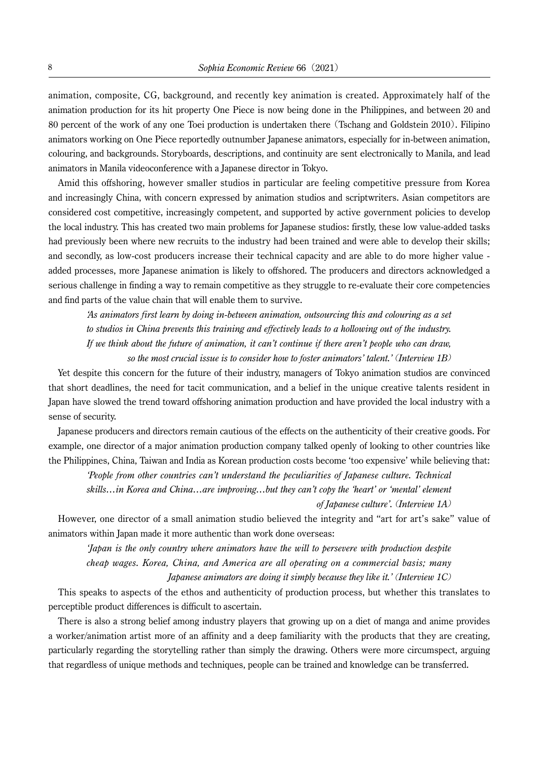animation, composite, CG, background, and recently key animation is created. Approximately half of the animation production for its hit property One Piece is now being done in the Philippines, and between 20 and 80 percent of the work of any one Toei production is undertaken there (Tschang and Goldstein 2010). Filipino animators working on One Piece reportedly outnumber Japanese animators, especially for in-between animation, colouring, and backgrounds. Storyboards, descriptions, and continuity are sent electronically to Manila, and lead animators in Manila videoconference with a Japanese director in Tokyo.

Amid this offshoring, however smaller studios in particular are feeling competitive pressure from Korea and increasingly China, with concern expressed by animation studios and scriptwriters. Asian competitors are considered cost competitive, increasingly competent, and supported by active government policies to develop the local industry. This has created two main problems for Japanese studios: firstly, these low value-added tasks had previously been where new recruits to the industry had been trained and were able to develop their skills; and secondly, as low-cost producers increase their technical capacity and are able to do more higher value - added processes, more Japanese animation is likely to offshored. The producers and directors acknowledged a serious challenge in finding a way to remain competitive as they struggle to re-evaluate their core competencies and find parts of the value chain that will enable them to survive.

> *'As animators first learn by doing in-between animation, outsourcing this and colouring as a set to studios in China prevents this training and effectively leads to a hollowing out of the industry. If we think about the future of animation, it can't continue if there aren't people who can draw, so the most crucial issue is to consider how to foster animators' talent.' (Interview 1B)*

Yet despite this concern for the future of their industry, managers of Tokyo animation studios are convinced that short deadlines, the need for tacit communication, and a belief in the unique creative talents resident in Japan have slowed the trend toward offshoring animation production and have provided the local industry with a sense of security.

Japanese producers and directors remain cautious of the effects on the authenticity of their creative goods. For example, one director of a major animation production company talked openly of looking to other countries like the Philippines, China, Taiwan and India as Korean production costs become 'too expensive' while believing that:

> *'People from other countries can't understand the peculiarities of Japanese culture. Technical skills…in Korea and China…are improving…but they can't copy the 'heart' or 'mental' element of Japanese culture'. (Interview 1A)*

However, one director of a small animation studio believed the integrity and "art for art's sake" value of animators within Japan made it more authentic than work done overseas:

> *'Japan is the only country where animators have the will to persevere with production despite cheap wages. Korea, China, and America are all operating on a commercial basis; many Japanese animators are doing it simply because they like it.' (Interview 1C)*

This speaks to aspects of the ethos and authenticity of production process, but whether this translates to perceptible product differences is difficult to ascertain.

There is also a strong belief among industry players that growing up on a diet of manga and anime provides a worker/animation artist more of an affinity and a deep familiarity with the products that they are creating, particularly regarding the storytelling rather than simply the drawing. Others were more circumspect, arguing that regardless of unique methods and techniques, people can be trained and knowledge can be transferred.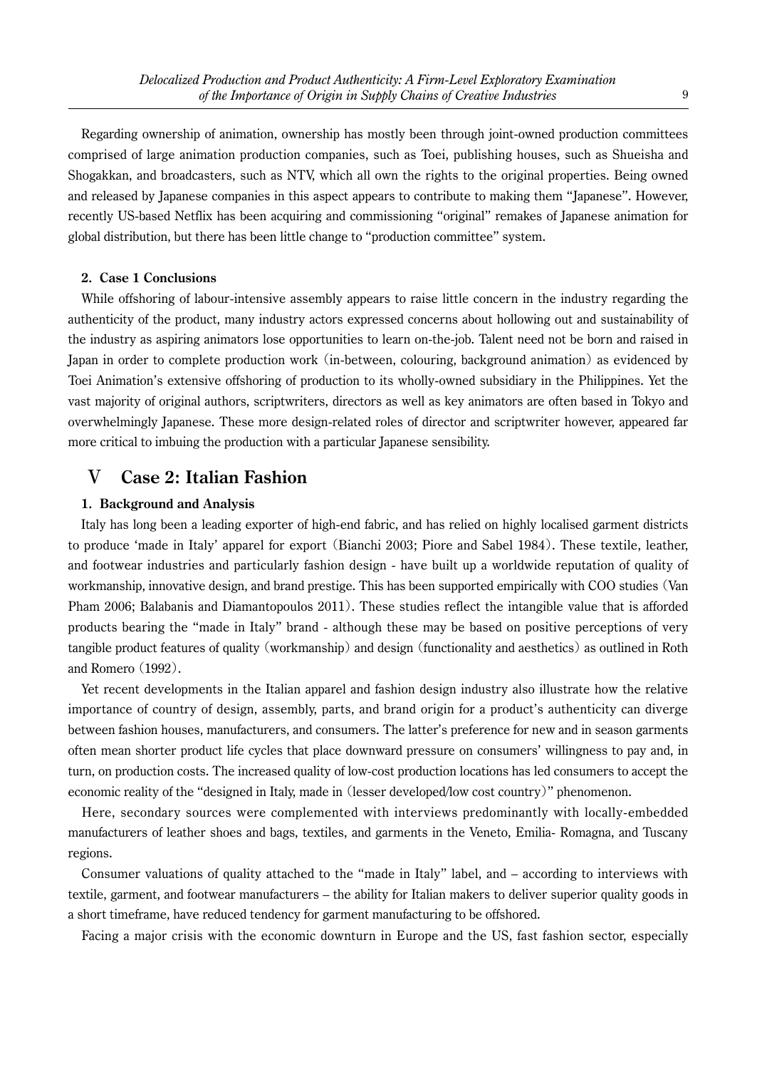Regarding ownership of animation, ownership has mostly been through joint-owned production committees comprised of large animation production companies, such as Toei, publishing houses, such as Shueisha and Shogakkan, and broadcasters, such as NTV, which all own the rights to the original properties. Being owned and released by Japanese companies in this aspect appears to contribute to making them "Japanese". However, recently US-based Netflix has been acquiring and commissioning "original" remakes of Japanese animation for global distribution, but there has been little change to "production committee" system.

### 2. Case 1 Conclusions

While offshoring of labour-intensive assembly appears to raise little concern in the industry regarding the authenticity of the product, many industry actors expressed concerns about hollowing out and sustainability of the industry as aspiring animators lose opportunities to learn on-the-job. Talent need not be born and raised in Japan in order to complete production work (in-between, colouring, background animation) as evidenced by Toei Animation's extensive offshoring of production to its wholly-owned subsidiary in the Philippines. Yet the vast majority of original authors, scriptwriters, directors as well as key animators are often based in Tokyo and overwhelmingly Japanese. These more design-related roles of director and scriptwriter however, appeared far more critical to imbuing the production with a particular Japanese sensibility.

## V Case 2: Italian Fashion

### 1. Background and Analysis

Italy has long been a leading exporter of high-end fabric, and has relied on highly localised garment districts to produce 'made in Italy' apparel for export (Bianchi 2003; Piore and Sabel 1984). These textile, leather, and footwear industries and particularly fashion design - have built up a worldwide reputation of quality of workmanship, innovative design, and brand prestige. This has been supported empirically with COO studies (Van Pham 2006; Balabanis and Diamantopoulos 2011). These studies reflect the intangible value that is afforded products bearing the "made in Italy" brand - although these may be based on positive perceptions of very tangible product features of quality (workmanship) and design (functionality and aesthetics) as outlined in Roth and Romero (1992).

Yet recent developments in the Italian apparel and fashion design industry also illustrate how the relative importance of country of design, assembly, parts, and brand origin for a product's authenticity can diverge between fashion houses, manufacturers, and consumers. The latter's preference for new and in season garments often mean shorter product life cycles that place downward pressure on consumers' willingness to pay and, in turn, on production costs. The increased quality of low-cost production locations has led consumers to accept the economic reality of the "designed in Italy, made in (lesser developed/low cost country)" phenomenon.

Here, secondary sources were complemented with interviews predominantly with locally-embedded manufacturers of leather shoes and bags, textiles, and garments in the Veneto, Emilia- Romagna, and Tuscany regions.

Consumer valuations of quality attached to the "made in Italy" label, and – according to interviews with textile, garment, and footwear manufacturers – the ability for Italian makers to deliver superior quality goods in a short timeframe, have reduced tendency for garment manufacturing to be offshored.

Facing a major crisis with the economic downturn in Europe and the US, fast fashion sector, especially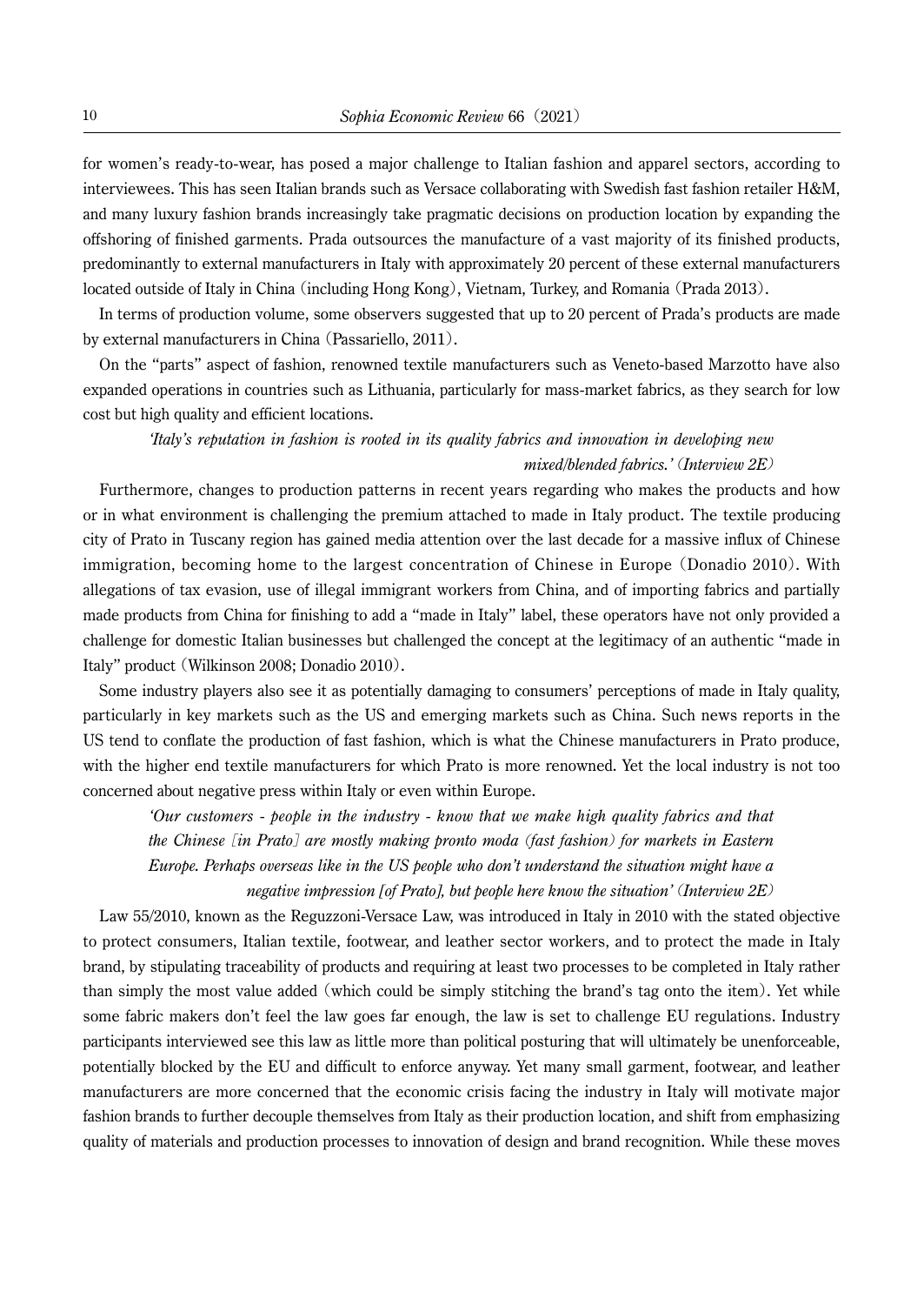for women's ready-to-wear, has posed a major challenge to Italian fashion and apparel sectors, according to interviewees. This has seen Italian brands such as Versace collaborating with Swedish fast fashion retailer H&M, and many luxury fashion brands increasingly take pragmatic decisions on production location by expanding the offshoring of finished garments. Prada outsources the manufacture of a vast majority of its finished products, predominantly to external manufacturers in Italy with approximately 20 percent of these external manufacturers located outside of Italy in China (including Hong Kong), Vietnam, Turkey, and Romania (Prada 2013).

In terms of production volume, some observers suggested that up to 20 percent of Prada's products are made by external manufacturers in China (Passariello, 2011).

On the "parts" aspect of fashion, renowned textile manufacturers such as Veneto-based Marzotto have also expanded operations in countries such as Lithuania, particularly for mass-market fabrics, as they search for low cost but high quality and efficient locations.

> *'Italy's reputation in fashion is rooted in its quality fabrics and innovation in developing new mixed/blended fabrics.' (Interview 2E)*

Furthermore, changes to production patterns in recent years regarding who makes the products and how or in what environment is challenging the premium attached to made in Italy product. The textile producing city of Prato in Tuscany region has gained media attention over the last decade for a massive influx of Chinese immigration, becoming home to the largest concentration of Chinese in Europe (Donadio 2010). With allegations of tax evasion, use of illegal immigrant workers from China, and of importing fabrics and partially made products from China for finishing to add a "made in Italy" label, these operators have not only provided a challenge for domestic Italian businesses but challenged the concept at the legitimacy of an authentic "made in Italy" product (Wilkinson 2008; Donadio 2010).

Some industry players also see it as potentially damaging to consumers' perceptions of made in Italy quality, particularly in key markets such as the US and emerging markets such as China. Such news reports in the US tend to conflate the production of fast fashion, which is what the Chinese manufacturers in Prato produce, with the higher end textile manufacturers for which Prato is more renowned. Yet the local industry is not too concerned about negative press within Italy or even within Europe.

> *'Our customers - people in the industry - know that we make high quality fabrics and that the Chinese [in Prato] are mostly making pronto moda (fast fashion) for markets in Eastern Europe. Perhaps overseas like in the US people who don't understand the situation might have a negative impression [of Prato], but people here know the situation' (Interview 2E)*

Law 55/2010, known as the Reguzzoni-Versace Law, was introduced in Italy in 2010 with the stated objective to protect consumers, Italian textile, footwear, and leather sector workers, and to protect the made in Italy brand, by stipulating traceability of products and requiring at least two processes to be completed in Italy rather than simply the most value added (which could be simply stitching the brand's tag onto the item). Yet while some fabric makers don't feel the law goes far enough, the law is set to challenge EU regulations. Industry participants interviewed see this law as little more than political posturing that will ultimately be unenforceable, potentially blocked by the EU and difficult to enforce anyway. Yet many small garment, footwear, and leather manufacturers are more concerned that the economic crisis facing the industry in Italy will motivate major fashion brands to further decouple themselves from Italy as their production location, and shift from emphasizing quality of materials and production processes to innovation of design and brand recognition. While these moves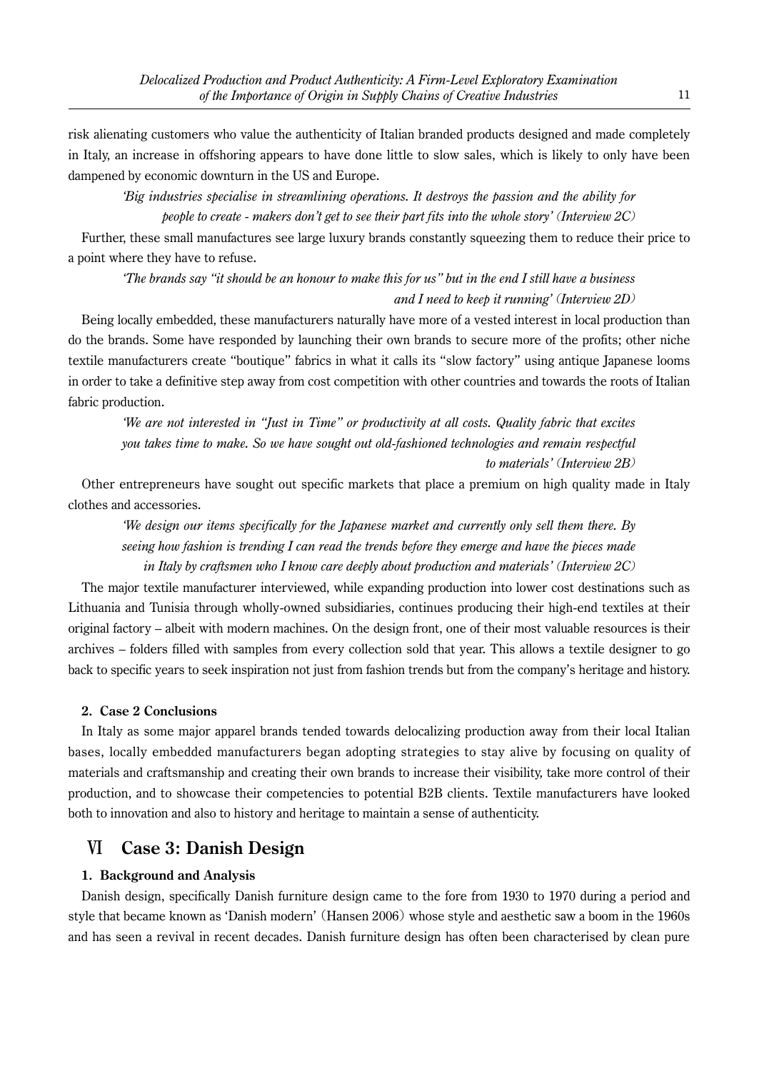risk alienating customers who value the authenticity of Italian branded products designed and made completely in Italy, an increase in offshoring appears to have done little to slow sales, which is likely to only have been dampened by economic downturn in the US and Europe.

> *'Big industries specialise in streamlining operations. It destroys the passion and the ability for people to create - makers don't get to see their part fits into the whole story' (Interview 2C)*

Further, these small manufactures see large luxury brands constantly squeezing them to reduce their price to a point where they have to refuse.

> *'The brands say "it should be an honour to make this for us" but in the end I still have a business and I need to keep it running' (Interview 2D)*

Being locally embedded, these manufacturers naturally have more of a vested interest in local production than do the brands. Some have responded by launching their own brands to secure more of the profits; other niche textile manufacturers create "boutique" fabrics in what it calls its "slow factory" using antique Japanese looms in order to take a definitive step away from cost competition with other countries and towards the roots of Italian fabric production.

> *'We are not interested in "Just in Time" or productivity at all costs. Quality fabric that excites you takes time to make. So we have sought out old-fashioned technologies and remain respectful to materials' (Interview 2B)*

Other entrepreneurs have sought out specific markets that place a premium on high quality made in Italy clothes and accessories.

> *'We design our items specifically for the Japanese market and currently only sell them there. By seeing how fashion is trending I can read the trends before they emerge and have the pieces made in Italy by craftsmen who I know care deeply about production and materials' (Interview 2C)*

The major textile manufacturer interviewed, while expanding production into lower cost destinations such as Lithuania and Tunisia through wholly-owned subsidiaries, continues producing their high-end textiles at their original factory – albeit with modern machines. On the design front, one of their most valuable resources is their archives – folders filled with samples from every collection sold that year. This allows a textile designer to go back to specific years to seek inspiration not just from fashion trends but from the company's heritage and history.

### 2. Case 2 Conclusions

In Italy as some major apparel brands tended towards delocalizing production away from their local Italian bases, locally embedded manufacturers began adopting strategies to stay alive by focusing on quality of materials and craftsmanship and creating their own brands to increase their visibility, take more control of their production, and to showcase their competencies to potential B2B clients. Textile manufacturers have looked both to innovation and also to history and heritage to maintain a sense of authenticity.

## Ⅵ Case 3: Danish Design

### 1. Background and Analysis

Danish design, specifically Danish furniture design came to the fore from 1930 to 1970 during a period and style that became known as 'Danish modern' (Hansen 2006) whose style and aesthetic saw a boom in the 1960s and has seen a revival in recent decades. Danish furniture design has often been characterised by clean pure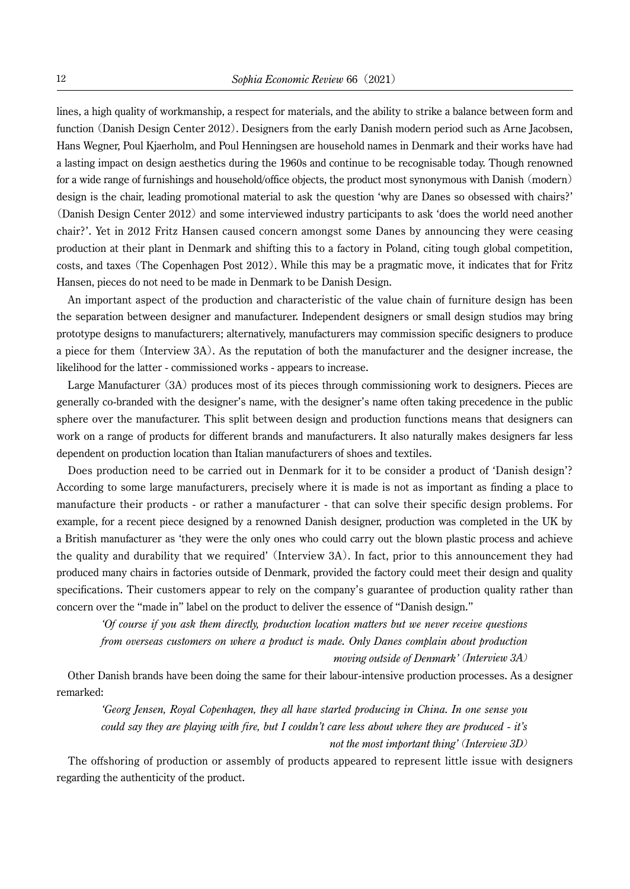lines, a high quality of workmanship, a respect for materials, and the ability to strike a balance between form and function (Danish Design Center 2012). Designers from the early Danish modern period such as Arne Jacobsen, Hans Wegner, Poul Kjaerholm, and Poul Henningsen are household names in Denmark and their works have had a lasting impact on design aesthetics during the 1960s and continue to be recognisable today. Though renowned for a wide range of furnishings and household/office objects, the product most synonymous with Danish (modern) design is the chair, leading promotional material to ask the question 'why are Danes so obsessed with chairs?' (Danish Design Center 2012) and some interviewed industry participants to ask 'does the world need another chair?'. Yet in 2012 Fritz Hansen caused concern amongst some Danes by announcing they were ceasing production at their plant in Denmark and shifting this to a factory in Poland, citing tough global competition, costs, and taxes (The Copenhagen Post 2012). While this may be a pragmatic move, it indicates that for Fritz Hansen, pieces do not need to be made in Denmark to be Danish Design.

An important aspect of the production and characteristic of the value chain of furniture design has been the separation between designer and manufacturer. Independent designers or small design studios may bring prototype designs to manufacturers; alternatively, manufacturers may commission specific designers to produce a piece for them (Interview 3A). As the reputation of both the manufacturer and the designer increase, the likelihood for the latter - commissioned works - appears to increase.

Large Manufacturer (3A) produces most of its pieces through commissioning work to designers. Pieces are generally co-branded with the designer's name, with the designer's name often taking precedence in the public sphere over the manufacturer. This split between design and production functions means that designers can work on a range of products for different brands and manufacturers. It also naturally makes designers far less dependent on production location than Italian manufacturers of shoes and textiles.

Does production need to be carried out in Denmark for it to be consider a product of 'Danish design'? According to some large manufacturers, precisely where it is made is not as important as finding a place to manufacture their products - or rather a manufacturer - that can solve their specific design problems. For example, for a recent piece designed by a renowned Danish designer, production was completed in the UK by a British manufacturer as 'they were the only ones who could carry out the blown plastic process and achieve the quality and durability that we required' (Interview 3A). In fact, prior to this announcement they had produced many chairs in factories outside of Denmark, provided the factory could meet their design and quality specifications. Their customers appear to rely on the company's guarantee of production quality rather than concern over the "made in" label on the product to deliver the essence of "Danish design."

> *'Of course if you ask them directly, production location matters but we never receive questions from overseas customers on where a product is made. Only Danes complain about production moving outside of Denmark' (Interview 3A)*

Other Danish brands have been doing the same for their labour-intensive production processes. As a designer remarked:

> *'Georg Jensen, Royal Copenhagen, they all have started producing in China. In one sense you could say they are playing with fire, but I couldn't care less about where they are produced - it's not the most important thing' (Interview 3D)*

The offshoring of production or assembly of products appeared to represent little issue with designers regarding the authenticity of the product.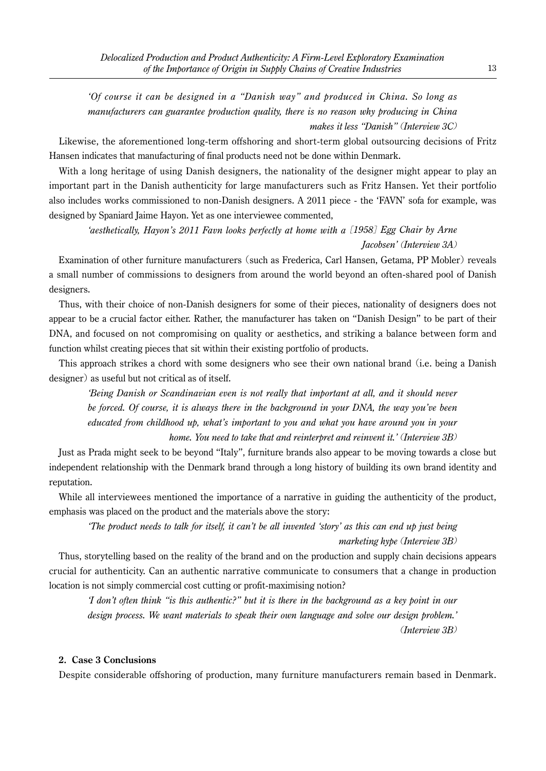*'Of course it can be designed in a "Danish way" and produced in China. So long as manufacturers can guarantee production quality, there is no reason why producing in China makes it less "Danish" (Interview 3C)*

Likewise, the aforementioned long-term offshoring and short-term global outsourcing decisions of Fritz Hansen indicates that manufacturing of final products need not be done within Denmark.

With a long heritage of using Danish designers, the nationality of the designer might appear to play an important part in the Danish authenticity for large manufacturers such as Fritz Hansen. Yet their portfolio also includes works commissioned to non-Danish designers. A 2011 piece - the 'FAVN' sofa for example, was designed by Spaniard Jaime Hayon. Yet as one interviewee commented,

*'aesthetically, Hayon's 2011 Favn looks perfectly at home with a [1958] Egg Chair by Arne Jacobsen' (Interview 3A)*

Examination of other furniture manufacturers (such as Frederica, Carl Hansen, Getama, PP Mobler) reveals a small number of commissions to designers from around the world beyond an often-shared pool of Danish designers.

Thus, with their choice of non-Danish designers for some of their pieces, nationality of designers does not appear to be a crucial factor either. Rather, the manufacturer has taken on "Danish Design" to be part of their DNA, and focused on not compromising on quality or aesthetics, and striking a balance between form and function whilst creating pieces that sit within their existing portfolio of products.

This approach strikes a chord with some designers who see their own national brand (i.e. being a Danish designer) as useful but not critical as of itself.

*'Being Danish or Scandinavian even is not really that important at all, and it should never be forced. Of course, it is always there in the background in your DNA, the way you've been educated from childhood up, what's important to you and what you have around you in your home. You need to take that and reinterpret and reinvent it.' (Interview 3B)*

Just as Prada might seek to be beyond "Italy", furniture brands also appear to be moving towards a close but independent relationship with the Denmark brand through a long history of building its own brand identity and reputation.

While all interviewees mentioned the importance of a narrative in guiding the authenticity of the product, emphasis was placed on the product and the materials above the story:

*'The product needs to talk for itself, it can't be all invented 'story' as this can end up just being marketing hype (Interview 3B)*

Thus, storytelling based on the reality of the brand and on the production and supply chain decisions appears crucial for authenticity. Can an authentic narrative communicate to consumers that a change in production location is not simply commercial cost cutting or profit-maximising notion?

*'I don't often think "is this authentic?" but it is there in the background as a key point in our design process. We want materials to speak their own language and solve our design problem.' (Interview 3B)*

### 2. Case 3 Conclusions

Despite considerable offshoring of production, many furniture manufacturers remain based in Denmark.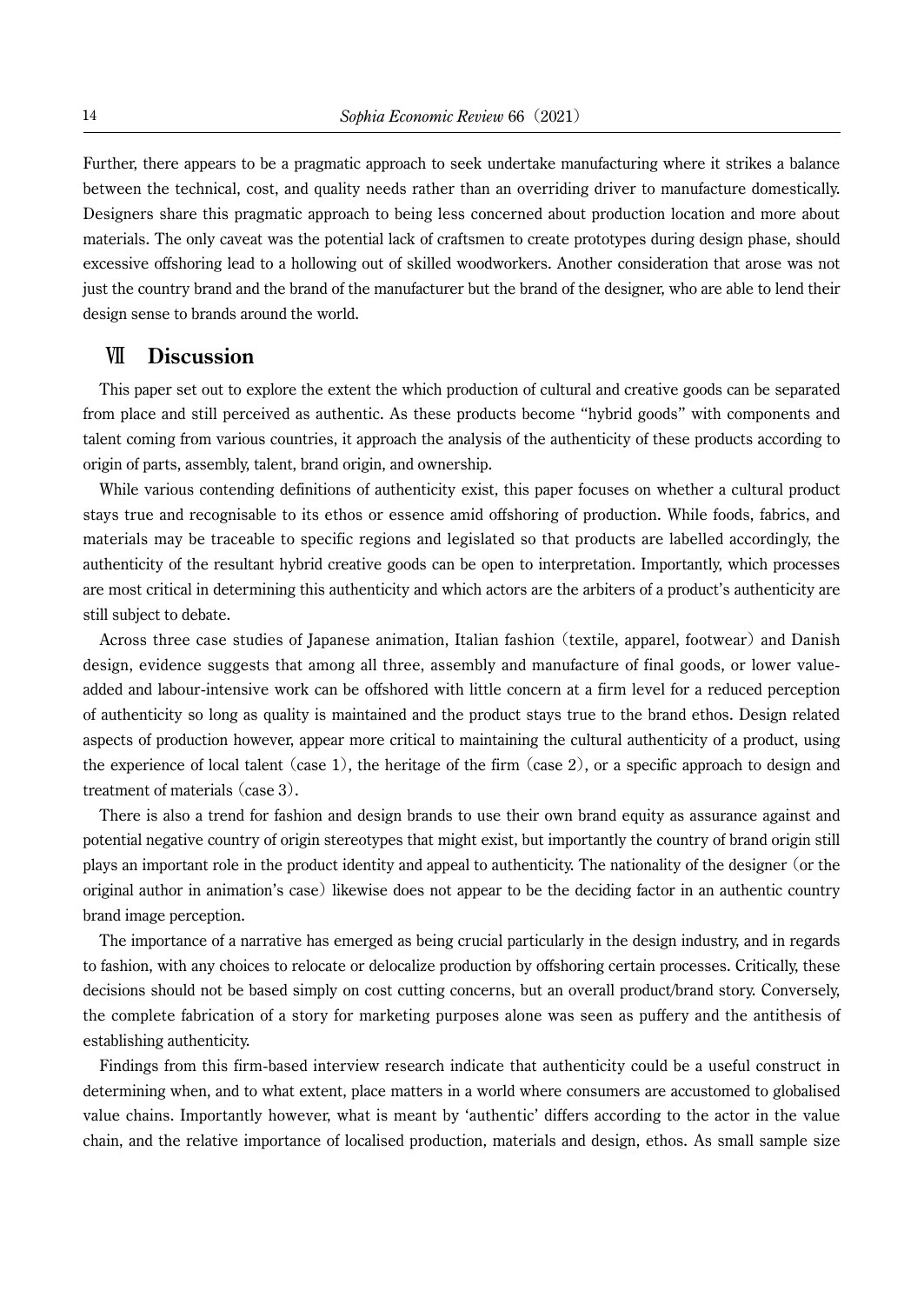Further, there appears to be a pragmatic approach to seek undertake manufacturing where it strikes a balance between the technical, cost, and quality needs rather than an overriding driver to manufacture domestically. Designers share this pragmatic approach to being less concerned about production location and more about materials. The only caveat was the potential lack of craftsmen to create prototypes during design phase, should excessive offshoring lead to a hollowing out of skilled woodworkers. Another consideration that arose was not just the country brand and the brand of the manufacturer but the brand of the designer, who are able to lend their design sense to brands around the world.

## Ⅶ Discussion

This paper set out to explore the extent the which production of cultural and creative goods can be separated from place and still perceived as authentic. As these products become "hybrid goods" with components and talent coming from various countries, it approach the analysis of the authenticity of these products according to origin of parts, assembly, talent, brand origin, and ownership.

While various contending definitions of authenticity exist, this paper focuses on whether a cultural product stays true and recognisable to its ethos or essence amid offshoring of production. While foods, fabrics, and materials may be traceable to specific regions and legislated so that products are labelled accordingly, the authenticity of the resultant hybrid creative goods can be open to interpretation. Importantly, which processes are most critical in determining this authenticity and which actors are the arbiters of a product's authenticity are still subject to debate.

Across three case studies of Japanese animation, Italian fashion (textile, apparel, footwear) and Danish design, evidence suggests that among all three, assembly and manufacture of final goods, or lower value-added and labour-intensive work can be offshored with little concern at a firm level for a reduced perception of authenticity so long as quality is maintained and the product stays true to the brand ethos. Design related aspects of production however, appear more critical to maintaining the cultural authenticity of a product, using the experience of local talent (case 1), the heritage of the firm (case 2), or a specific approach to design and treatment of materials (case 3).

There is also a trend for fashion and design brands to use their own brand equity as assurance against and potential negative country of origin stereotypes that might exist, but importantly the country of brand origin still plays an important role in the product identity and appeal to authenticity. The nationality of the designer (or the original author in animation's case) likewise does not appear to be the deciding factor in an authentic country brand image perception.

The importance of a narrative has emerged as being crucial particularly in the design industry, and in regards to fashion, with any choices to relocate or delocalize production by offshoring certain processes. Critically, these decisions should not be based simply on cost cutting concerns, but an overall product/brand story. Conversely, the complete fabrication of a story for marketing purposes alone was seen as puffery and the antithesis of establishing authenticity.

Findings from this firm-based interview research indicate that authenticity could be a useful construct in determining when, and to what extent, place matters in a world where consumers are accustomed to globalised value chains. Importantly however, what is meant by 'authentic' differs according to the actor in the value chain, and the relative importance of localised production, materials and design, ethos. As small sample size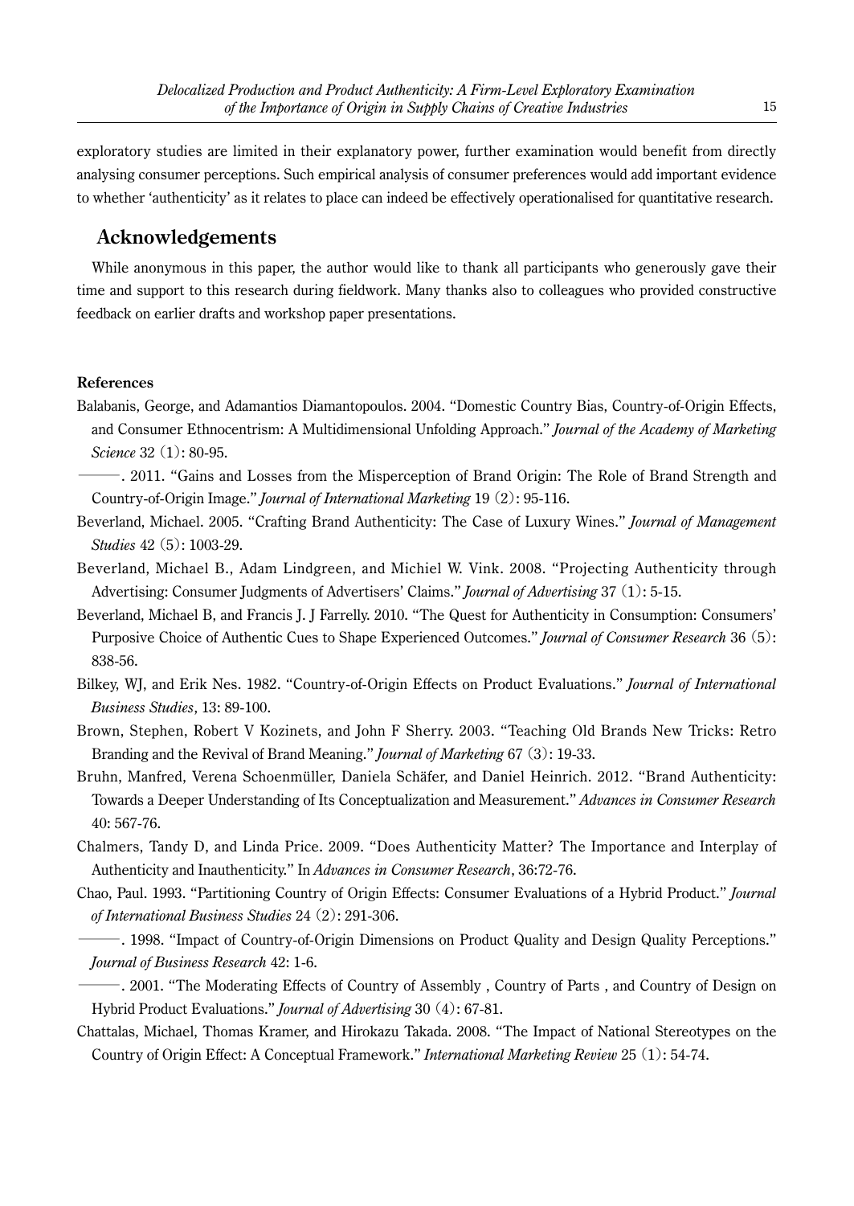exploratory studies are limited in their explanatory power, further examination would benefit from directly analysing consumer perceptions. Such empirical analysis of consumer preferences would add important evidence to whether 'authenticity' as it relates to place can indeed be effectively operationalised for quantitative research.

## Acknowledgements

While anonymous in this paper, the author would like to thank all participants who generously gave their time and support to this research during fieldwork. Many thanks also to colleagues who provided constructive feedback on earlier drafts and workshop paper presentations.

### References

Balabanis, George, and Adamantios Diamantopoulos. 2004. "Domestic Country Bias, Country-of-Origin Effects, and Consumer Ethnocentrism: A Multidimensional Unfolding Approach." *Journal of the Academy of Marketing Science* 32 (1): 80-95.

———. 2011. "Gains and Losses from the Misperception of Brand Origin: The Role of Brand Strength and Country-of-Origin Image." *Journal of International Marketing* 19 (2): 95-116.

Beverland, Michael. 2005. "Crafting Brand Authenticity: The Case of Luxury Wines." *Journal of Management Studies* 42 (5): 1003-29.

Beverland, Michael B., Adam Lindgreen, and Michiel W. Vink. 2008. "Projecting Authenticity through Advertising: Consumer Judgments of Advertisers' Claims." *Journal of Advertising* 37 (1): 5-15.

Beverland, Michael B, and Francis J. J Farrelly. 2010. "The Quest for Authenticity in Consumption: Consumers' Purposive Choice of Authentic Cues to Shape Experienced Outcomes." *Journal of Consumer Research* 36 (5): 838-56.

Bilkey, WJ, and Erik Nes. 1982. "Country-of-Origin Effects on Product Evaluations." *Journal of International Business Studies*, 13: 89-100.

Brown, Stephen, Robert V Kozinets, and John F Sherry. 2003. "Teaching Old Brands New Tricks: Retro Branding and the Revival of Brand Meaning." *Journal of Marketing* 67 (3): 19-33.

Bruhn, Manfred, Verena Schoenmüller, Daniela Schäfer, and Daniel Heinrich. 2012. "Brand Authenticity: Towards a Deeper Understanding of Its Conceptualization and Measurement." *Advances in Consumer Research* 40: 567-76.

Chalmers, Tandy D, and Linda Price. 2009. "Does Authenticity Matter? The Importance and Interplay of Authenticity and Inauthenticity." In *Advances in Consumer Research*, 36:72-76.

Chao, Paul. 1993. "Partitioning Country of Origin Effects: Consumer Evaluations of a Hybrid Product." *Journal of International Business Studies* 24 (2): 291-306.

———. 1998. "Impact of Country-of-Origin Dimensions on Product Quality and Design Quality Perceptions." *Journal of Business Research* 42: 1-6.

———. 2001. "The Moderating Effects of Country of Assembly , Country of Parts , and Country of Design on Hybrid Product Evaluations." *Journal of Advertising* 30 (4): 67-81.

Chattalas, Michael, Thomas Kramer, and Hirokazu Takada. 2008. "The Impact of National Stereotypes on the Country of Origin Effect: A Conceptual Framework." *International Marketing Review* 25 (1): 54-74.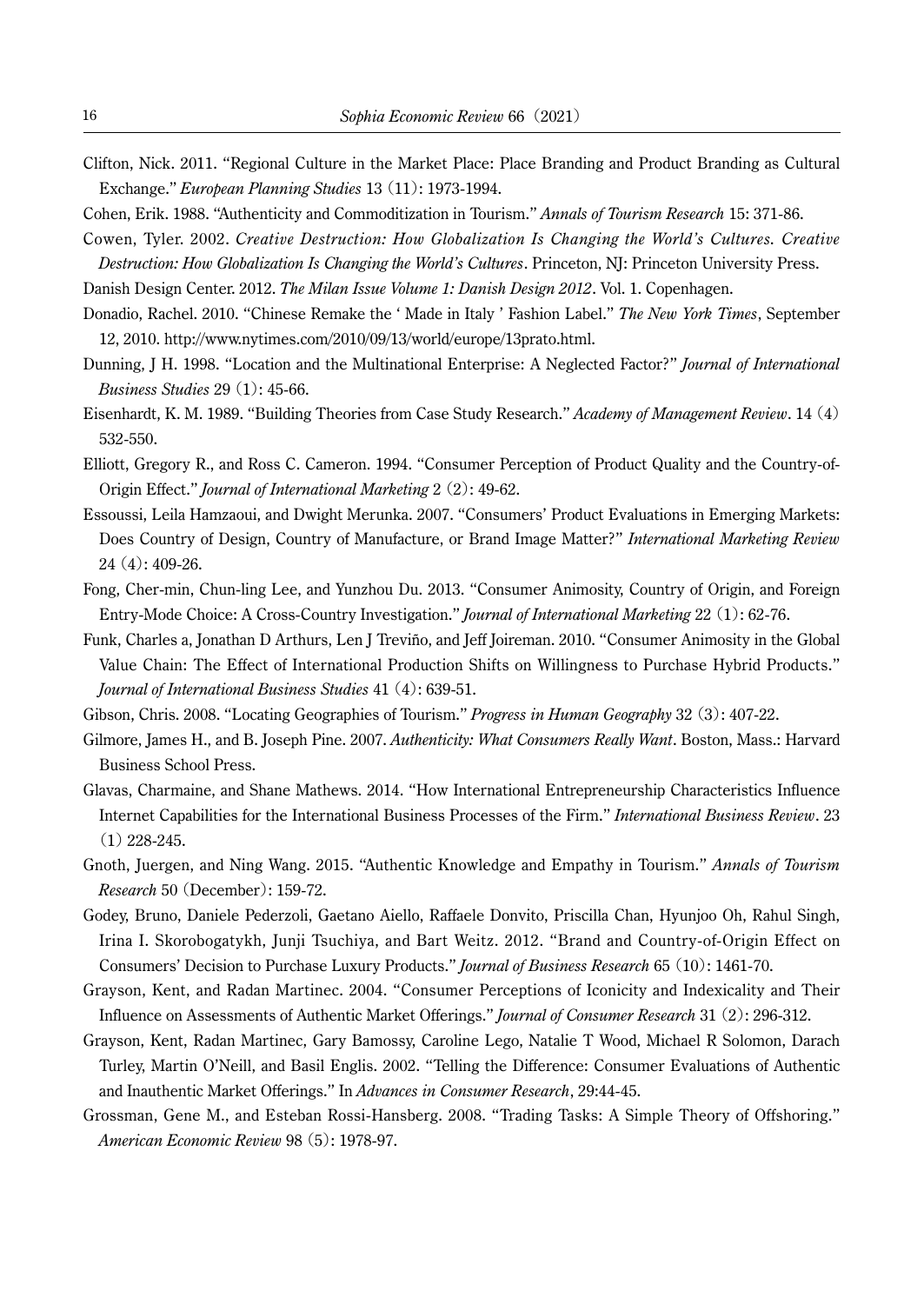Clifton, Nick. 2011. "Regional Culture in the Market Place: Place Branding and Product Branding as Cultural Exchange." *European Planning Studies* 13 (11): 1973-1994.

Cohen, Erik. 1988. "Authenticity and Commoditization in Tourism." *Annals of Tourism Research* 15: 371-86.

Cowen, Tyler. 2002. *Creative Destruction: How Globalization Is Changing the World's Cultures. Creative Destruction: How Globalization Is Changing the World's Cultures*. Princeton, NJ: Princeton University Press.

Danish Design Center. 2012. *The Milan Issue Volume 1: Danish Design 2012*. Vol. 1. Copenhagen.

Donadio, Rachel. 2010. "Chinese Remake the ' Made in Italy ' Fashion Label." *The New York Times*, September 12, 2010. http://www.nytimes.com/2010/09/13/world/europe/13prato.html.

Dunning, J H. 1998. "Location and the Multinational Enterprise: A Neglected Factor?" *Journal of International Business Studies* 29 (1): 45-66.

Eisenhardt, K. M. 1989. "Building Theories from Case Study Research." *Academy of Management Review*. 14 (4) 532-550.

Elliott, Gregory R., and Ross C. Cameron. 1994. "Consumer Perception of Product Quality and the Country-of-Origin Effect." *Journal of International Marketing* 2 (2): 49-62.

Essoussi, Leila Hamzaoui, and Dwight Merunka. 2007. "Consumers' Product Evaluations in Emerging Markets: Does Country of Design, Country of Manufacture, or Brand Image Matter?" *International Marketing Review* 24 (4): 409-26.

Fong, Cher-min, Chun-ling Lee, and Yunzhou Du. 2013. "Consumer Animosity, Country of Origin, and Foreign Entry-Mode Choice: A Cross-Country Investigation." *Journal of International Marketing* 22 (1): 62-76.

Funk, Charles a, Jonathan D Arthurs, Len J Treviño, and Jeff Joireman. 2010. "Consumer Animosity in the Global Value Chain: The Effect of International Production Shifts on Willingness to Purchase Hybrid Products." *Journal of International Business Studies* 41 (4): 639-51.

Gibson, Chris. 2008. "Locating Geographies of Tourism." *Progress in Human Geography* 32 (3): 407-22.

Gilmore, James H., and B. Joseph Pine. 2007. *Authenticity: What Consumers Really Want*. Boston, Mass.: Harvard Business School Press.

Glavas, Charmaine, and Shane Mathews. 2014. "How International Entrepreneurship Characteristics Influence Internet Capabilities for the International Business Processes of the Firm." *International Business Review*. 23 (1) 228-245.

Gnoth, Juergen, and Ning Wang. 2015. "Authentic Knowledge and Empathy in Tourism." *Annals of Tourism Research* 50 (December): 159-72.

Godey, Bruno, Daniele Pederzoli, Gaetano Aiello, Raffaele Donvito, Priscilla Chan, Hyunjoo Oh, Rahul Singh, Irina I. Skorobogatykh, Junji Tsuchiya, and Bart Weitz. 2012. "Brand and Country-of-Origin Effect on Consumers' Decision to Purchase Luxury Products." *Journal of Business Research* 65 (10): 1461-70.

Grayson, Kent, and Radan Martinec. 2004. "Consumer Perceptions of Iconicity and Indexicality and Their Influence on Assessments of Authentic Market Offerings." *Journal of Consumer Research* 31 (2): 296-312.

Grayson, Kent, Radan Martinec, Gary Bamossy, Caroline Lego, Natalie T Wood, Michael R Solomon, Darach Turley, Martin O'Neill, and Basil Englis. 2002. "Telling the Difference: Consumer Evaluations of Authentic and Inauthentic Market Offerings." In *Advances in Consumer Research*, 29:44-45.

Grossman, Gene M., and Esteban Rossi-Hansberg. 2008. "Trading Tasks: A Simple Theory of Offshoring." *American Economic Review* 98 (5): 1978-97.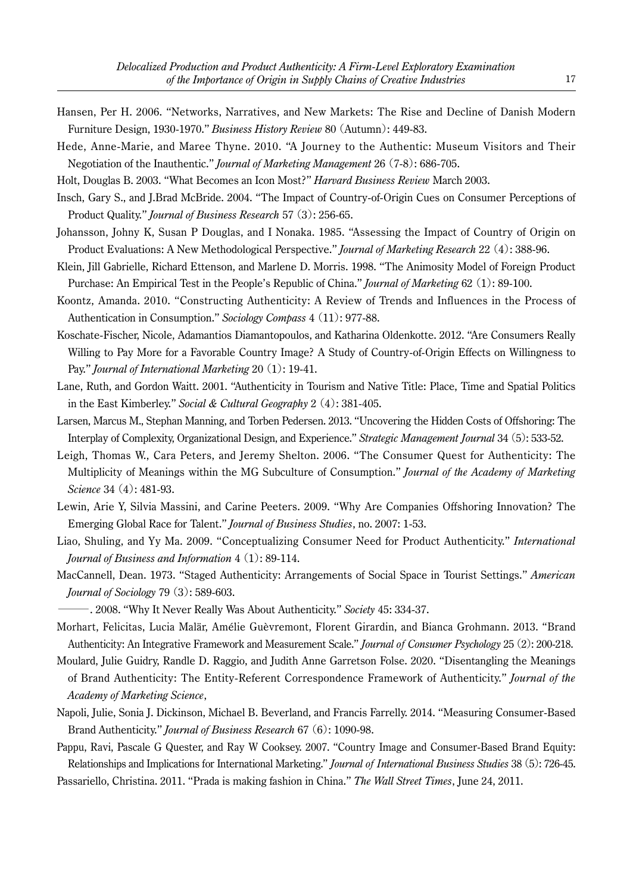Hansen, Per H. 2006. "Networks, Narratives, and New Markets: The Rise and Decline of Danish Modern Furniture Design, 1930-1970." *Business History Review* 80 (Autumn): 449-83.

Hede, Anne-Marie, and Maree Thyne. 2010. "A Journey to the Authentic: Museum Visitors and Their Negotiation of the Inauthentic." *Journal of Marketing Management* 26 (7-8): 686-705.

Holt, Douglas B. 2003. "What Becomes an Icon Most?" *Harvard Business Review* March 2003.

Insch, Gary S., and J.Brad McBride. 2004. "The Impact of Country-of-Origin Cues on Consumer Perceptions of Product Quality." *Journal of Business Research* 57 (3): 256-65.

Johansson, Johny K, Susan P Douglas, and I Nonaka. 1985. "Assessing the Impact of Country of Origin on Product Evaluations: A New Methodological Perspective." *Journal of Marketing Research* 22 (4): 388-96.

Klein, Jill Gabrielle, Richard Ettenson, and Marlene D. Morris. 1998. "The Animosity Model of Foreign Product Purchase: An Empirical Test in the People's Republic of China." *Journal of Marketing* 62 (1): 89-100.

Koontz, Amanda. 2010. "Constructing Authenticity: A Review of Trends and Influences in the Process of Authentication in Consumption." *Sociology Compass* 4 (11): 977-88.

Koschate-Fischer, Nicole, Adamantios Diamantopoulos, and Katharina Oldenkotte. 2012. "Are Consumers Really Willing to Pay More for a Favorable Country Image? A Study of Country-of-Origin Effects on Willingness to Pay." *Journal of International Marketing* 20 (1): 19-41.

Lane, Ruth, and Gordon Waitt. 2001. "Authenticity in Tourism and Native Title: Place, Time and Spatial Politics in the East Kimberley." *Social & Cultural Geography* 2 (4): 381-405.

Larsen, Marcus M., Stephan Manning, and Torben Pedersen. 2013. "Uncovering the Hidden Costs of Offshoring: The Interplay of Complexity, Organizational Design, and Experience." *Strategic Management Journal* 34 (5): 533-52.

Leigh, Thomas W., Cara Peters, and Jeremy Shelton. 2006. "The Consumer Quest for Authenticity: The Multiplicity of Meanings within the MG Subculture of Consumption." *Journal of the Academy of Marketing Science* 34 (4): 481-93.

Lewin, Arie Y, Silvia Massini, and Carine Peeters. 2009. "Why Are Companies Offshoring Innovation? The Emerging Global Race for Talent." *Journal of Business Studies*, no. 2007: 1-53.

Liao, Shuling, and Yy Ma. 2009. "Conceptualizing Consumer Need for Product Authenticity." *International Journal of Business and Information* 4 (1): 89-114.

MacCannell, Dean. 1973. "Staged Authenticity: Arrangements of Social Space in Tourist Settings." *American Journal of Sociology* 79 (3): 589-603.

———. 2008. "Why It Never Really Was About Authenticity." *Society* 45: 334-37.

Morhart, Felicitas, Lucia Malär, Amélie Guèvremont, Florent Girardin, and Bianca Grohmann. 2013. "Brand Authenticity: An Integrative Framework and Measurement Scale." *Journal of Consumer Psychology* 25 (2): 200-218.

Moulard, Julie Guidry, Randle D. Raggio, and Judith Anne Garretson Folse. 2020. "Disentangling the Meanings of Brand Authenticity: The Entity-Referent Correspondence Framework of Authenticity." *Journal of the Academy of Marketing Science*,

Napoli, Julie, Sonia J. Dickinson, Michael B. Beverland, and Francis Farrelly. 2014. "Measuring Consumer-Based Brand Authenticity." *Journal of Business Research* 67 (6): 1090-98.

Pappu, Ravi, Pascale G Quester, and Ray W Cooksey. 2007. "Country Image and Consumer-Based Brand Equity: Relationships and Implications for International Marketing." *Journal of International Business Studies* 38 (5): 726-45.

Passariello, Christina. 2011. "Prada is making fashion in China." *The Wall Street Times*, June 24, 2011.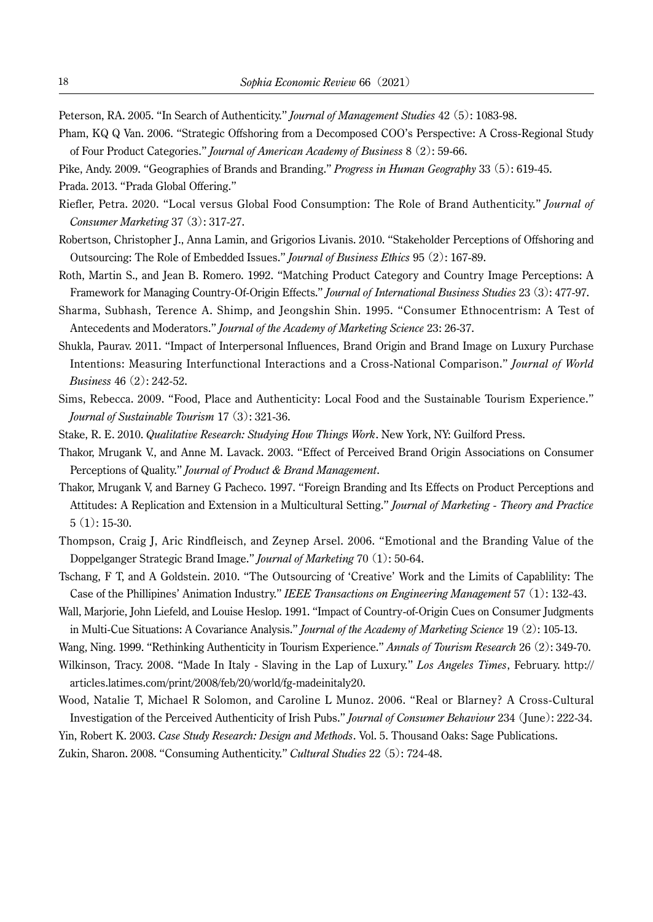Peterson, RA. 2005. "In Search of Authenticity." *Journal of Management Studies* 42 (5): 1083-98.

Pham, KQ Q Van. 2006. "Strategic Offshoring from a Decomposed COO's Perspective: A Cross-Regional Study of Four Product Categories." *Journal of American Academy of Business* 8 (2): 59-66.

Pike, Andy. 2009. "Geographies of Brands and Branding." *Progress in Human Geography* 33 (5): 619-45.

Prada. 2013. "Prada Global Offering."

Riefler, Petra. 2020. "Local versus Global Food Consumption: The Role of Brand Authenticity." *Journal of Consumer Marketing* 37 (3): 317-27.

Robertson, Christopher J., Anna Lamin, and Grigorios Livanis. 2010. "Stakeholder Perceptions of Offshoring and Outsourcing: The Role of Embedded Issues." *Journal of Business Ethics* 95 (2): 167-89.

Roth, Martin S., and Jean B. Romero. 1992. "Matching Product Category and Country Image Perceptions: A Framework for Managing Country-Of-Origin Effects." *Journal of International Business Studies* 23 (3): 477-97.

Sharma, Subhash, Terence A. Shimp, and Jeongshin Shin. 1995. "Consumer Ethnocentrism: A Test of Antecedents and Moderators." *Journal of the Academy of Marketing Science* 23: 26-37.

Shukla, Paurav. 2011. "Impact of Interpersonal Influences, Brand Origin and Brand Image on Luxury Purchase Intentions: Measuring Interfunctional Interactions and a Cross-National Comparison." *Journal of World Business* 46 (2): 242-52.

Sims, Rebecca. 2009. "Food, Place and Authenticity: Local Food and the Sustainable Tourism Experience." *Journal of Sustainable Tourism* 17 (3): 321-36.

Stake, R. E. 2010. *Qualitative Research: Studying How Things Work*. New York, NY: Guilford Press.

Thakor, Mrugank V., and Anne M. Lavack. 2003. "Effect of Perceived Brand Origin Associations on Consumer Perceptions of Quality." *Journal of Product & Brand Management*.

Thakor, Mrugank V, and Barney G Pacheco. 1997. "Foreign Branding and Its Effects on Product Perceptions and Attitudes: A Replication and Extension in a Multicultural Setting." *Journal of Marketing - Theory and Practice* 5 (1): 15-30.

Thompson, Craig J, Aric Rindfleisch, and Zeynep Arsel. 2006. "Emotional and the Branding Value of the Doppelganger Strategic Brand Image." *Journal of Marketing* 70 (1): 50-64.

Tschang, F T, and A Goldstein. 2010. "The Outsourcing of 'Creative' Work and the Limits of Capablility: The Case of the Phillipines' Animation Industry." *IEEE Transactions on Engineering Management* 57 (1): 132-43.

Wall, Marjorie, John Liefeld, and Louise Heslop. 1991. "Impact of Country-of-Origin Cues on Consumer Judgments in Multi-Cue Situations: A Covariance Analysis." *Journal of the Academy of Marketing Science* 19 (2): 105-13.

Wang, Ning. 1999. "Rethinking Authenticity in Tourism Experience." *Annals of Tourism Research* 26 (2): 349-70.

Wilkinson, Tracy. 2008. "Made In Italy - Slaving in the Lap of Luxury." *Los Angeles Times*, February. http://articles.latimes.com/print/2008/feb/20/world/fg-madeinitaly20.

Wood, Natalie T, Michael R Solomon, and Caroline L Munoz. 2006. "Real or Blarney? A Cross-Cultural Investigation of the Perceived Authenticity of Irish Pubs." *Journal of Consumer Behaviour* 234 (June): 222-34.

Yin, Robert K. 2003. *Case Study Research: Design and Methods*. Vol. 5. Thousand Oaks: Sage Publications.

Zukin, Sharon. 2008. "Consuming Authenticity." *Cultural Studies* 22 (5): 724-48.